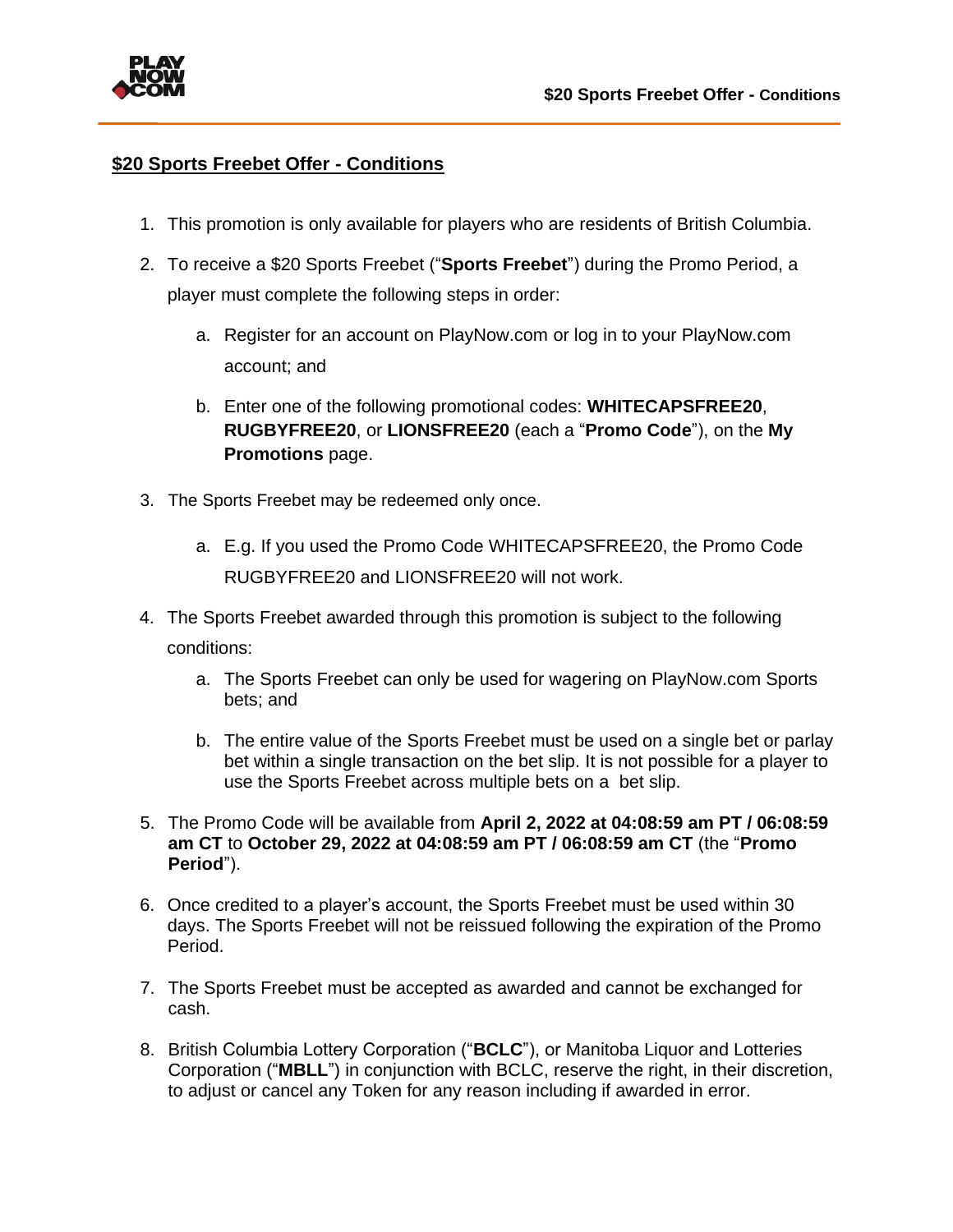## $20 Sports Freebet Offer - Conditions

1. This promotion is only available for players who are residents of British Columbia.
2. To receive a $20 Sports Freebet ("**Sports Freebet**") during the Promo Period, a player must complete the following steps in order:
    a. Register for an account on PlayNow.com or log in to your PlayNow.com account; and
    b. Enter one of the following promotional codes: **WHITECAPSFREE20**, **RUGBYFREE20**, or **LIONSFREE20** (each a "**Promo Code**"), on the **My Promotions** page.
3. The Sports Freebet may be redeemed only once.
    a. E.g. If you used the Promo Code WHITECAPSFREE20, the Promo Code RUGBYFREE20 and LIONSFREE20 will not work.
4. The Sports Freebet awarded through this promotion is subject to the following conditions:
    a. The Sports Freebet can only be used for wagering on PlayNow.com Sports bets; and
    b. The entire value of the Sports Freebet must be used on a single bet or parlay bet within a single transaction on the bet slip. It is not possible for a player to use the Sports Freebet across multiple bets on a bet slip.
5. The Promo Code will be available from **April 2, 2022 at 04:08:59 am PT / 06:08:59 am CT** to **October 29, 2022 at 04:08:59 am PT / 06:08:59 am CT** (the "**Promo Period**").
6. Once credited to a player's account, the Sports Freebet must be used within 30 days. The Sports Freebet will not be reissued following the expiration of the Promo Period.
7. The Sports Freebet must be accepted as awarded and cannot be exchanged for cash.
8. British Columbia Lottery Corporation ("**BCLC**"), or Manitoba Liquor and Lotteries Corporation ("**MBLL**") in conjunction with BCLC, reserve the right, in their discretion, to adjust or cancel any Token for any reason including if awarded in error.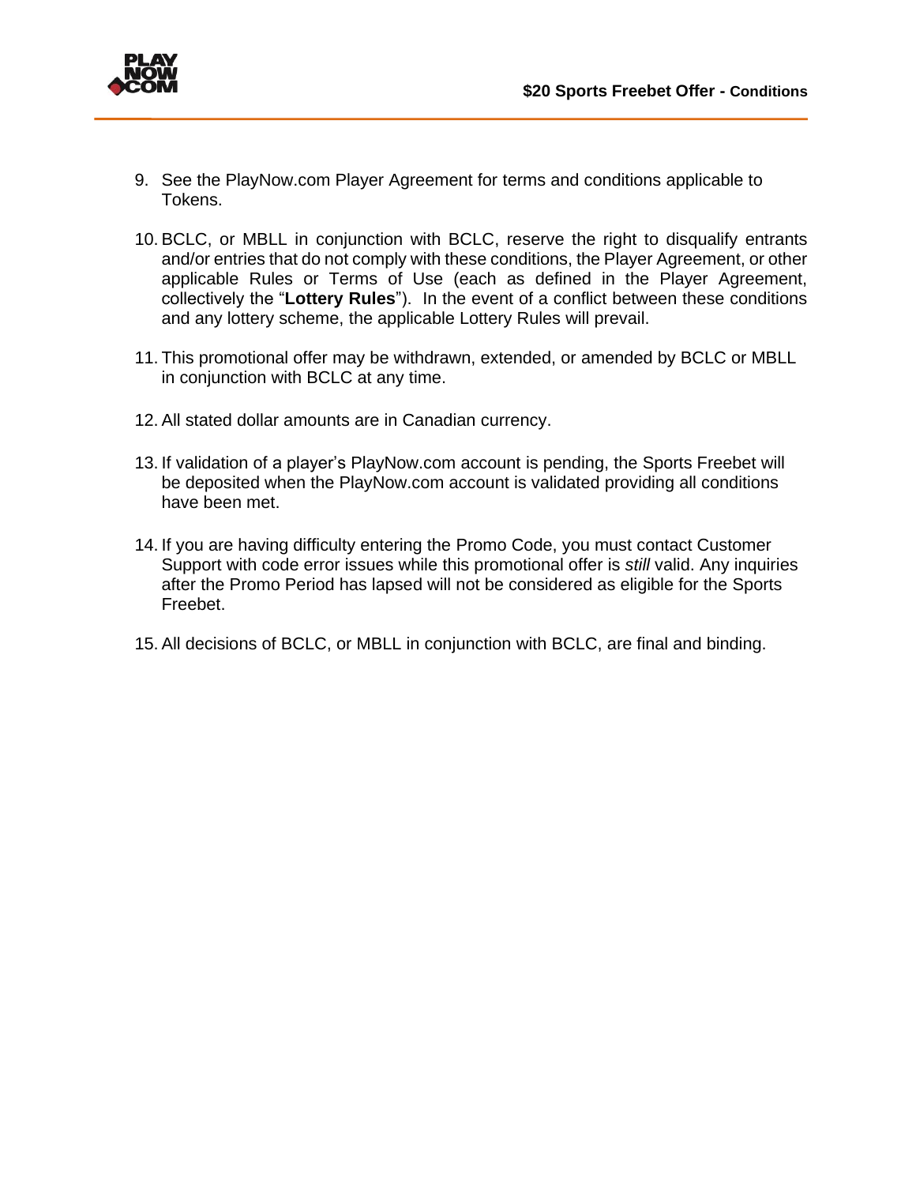9. See the PlayNow.com Player Agreement for terms and conditions applicable to Tokens.

10. BCLC, or MBLL in conjunction with BCLC, reserve the right to disqualify entrants and/or entries that do not comply with these conditions, the Player Agreement, or other applicable Rules or Terms of Use (each as defined in the Player Agreement, collectively the "**Lottery Rules**"). In the event of a conflict between these conditions and any lottery scheme, the applicable Lottery Rules will prevail.

11. This promotional offer may be withdrawn, extended, or amended by BCLC or MBLL in conjunction with BCLC at any time.

12. All stated dollar amounts are in Canadian currency.

13. If validation of a player's PlayNow.com account is pending, the Sports Freebet will be deposited when the PlayNow.com account is validated providing all conditions have been met.

14. If you are having difficulty entering the Promo Code, you must contact Customer Support with code error issues while this promotional offer is *still* valid. Any inquiries after the Promo Period has lapsed will not be considered as eligible for the Sports Freebet.

15. All decisions of BCLC, or MBLL in conjunction with BCLC, are final and binding.